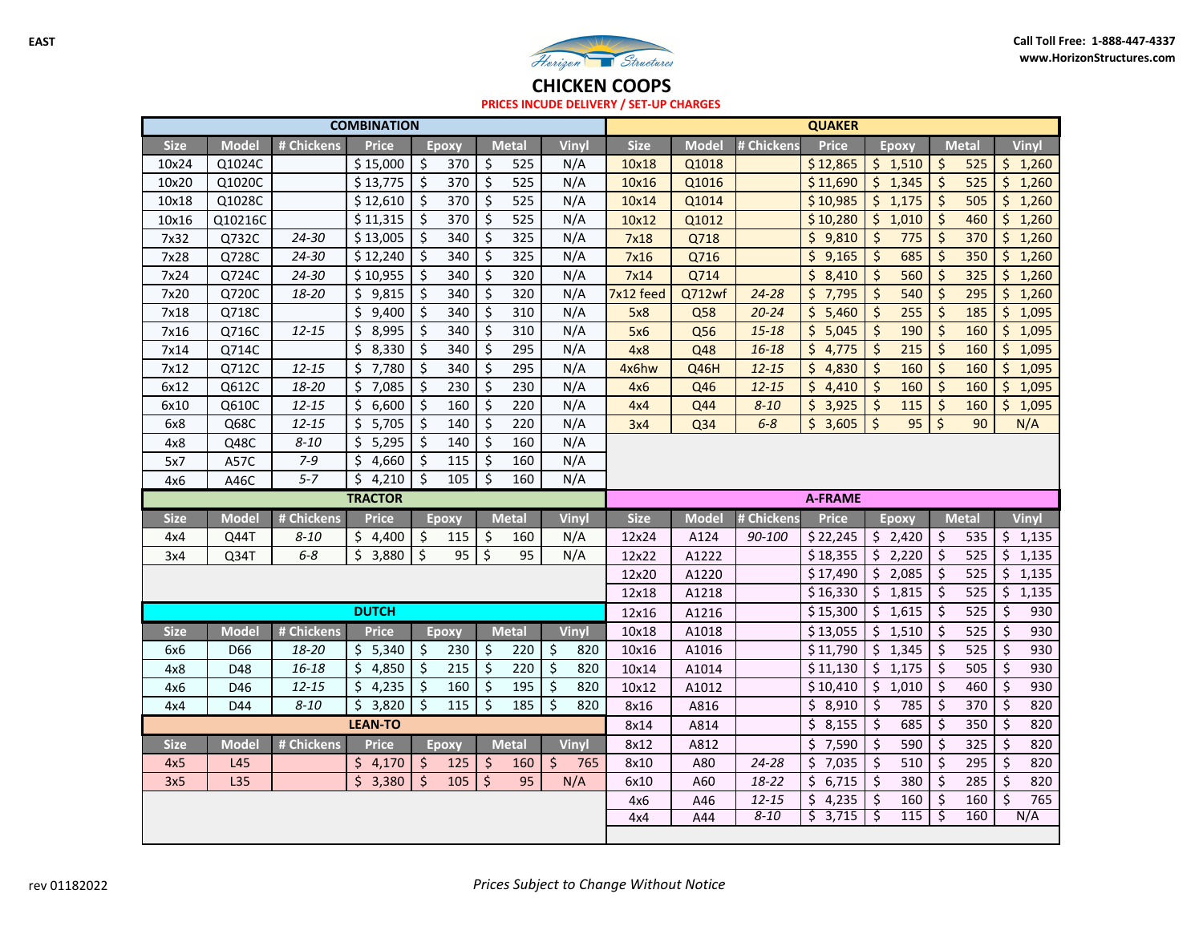EAST

Call Toll Free: 1-888-447-4337
www.HorizonStructures.com

# CHICKEN COOPS

PRICES INCUDE DELIVERY / SET-UP CHARGES

## COMBINATION

| Size | Model | # Chickens | Price | Epoxy | Metal | Vinyl |
|---|---|---|---|---|---|---|
| 10x24 | Q1024C | | $ 15,000 | $ 370 | $ 525 | N/A |
| 10x20 | Q1020C | | $ 13,775 | $ 370 | $ 525 | N/A |
| 10x18 | Q1028C | | $ 12,610 | $ 370 | $ 525 | N/A |
| 10x16 | Q10216C | | $ 11,315 | $ 370 | $ 525 | N/A |
| 7x32 | Q732C | *24-30* | $ 13,005 | $ 340 | $ 325 | N/A |
| 7x28 | Q728C | *24-30* | $ 12,240 | $ 340 | $ 325 | N/A |
| 7x24 | Q724C | *24-30* | $ 10,955 | $ 340 | $ 320 | N/A |
| 7x20 | Q720C | *18-20* | $ 9,815 | $ 340 | $ 320 | N/A |
| 7x18 | Q718C | | $ 9,400 | $ 340 | $ 310 | N/A |
| 7x16 | Q716C | *12-15* | $ 8,995 | $ 340 | $ 310 | N/A |
| 7x14 | Q714C | | $ 8,330 | $ 340 | $ 295 | N/A |
| 7x12 | Q712C | *12-15* | $ 7,780 | $ 340 | $ 295 | N/A |
| 6x12 | Q612C | *18-20* | $ 7,085 | $ 230 | $ 230 | N/A |
| 6x10 | Q610C | *12-15* | $ 6,600 | $ 160 | $ 220 | N/A |
| 6x8 | Q68C | *12-15* | $ 5,705 | $ 140 | $ 220 | N/A |
| 4x8 | Q48C | *8-10* | $ 5,295 | $ 140 | $ 160 | N/A |
| 5x7 | A57C | *7-9* | $ 4,660 | $ 115 | $ 160 | N/A |
| 4x6 | A46C | *5-7* | $ 4,210 | $ 105 | $ 160 | N/A |

## QUAKER

| Size | Model | # Chickens | Price | Epoxy | Metal | Vinyl |
|---|---|---|---|---|---|---|
| 10x18 | Q1018 | | $ 12,865 | $ 1,510 | $ 525 | $ 1,260 |
| 10x16 | Q1016 | | $ 11,690 | $ 1,345 | $ 525 | $ 1,260 |
| 10x14 | Q1014 | | $ 10,985 | $ 1,175 | $ 505 | $ 1,260 |
| 10x12 | Q1012 | | $ 10,280 | $ 1,010 | $ 460 | $ 1,260 |
| 7x18 | Q718 | | $ 9,810 | $ 775 | $ 370 | $ 1,260 |
| 7x16 | Q716 | | $ 9,165 | $ 685 | $ 350 | $ 1,260 |
| 7x14 | Q714 | | $ 8,410 | $ 560 | $ 325 | $ 1,260 |
| 7x12 feed | Q712wf | *24-28* | $ 7,795 | $ 540 | $ 295 | $ 1,260 |
| 5x8 | Q58 | *20-24* | $ 5,460 | $ 255 | $ 185 | $ 1,095 |
| 5x6 | Q56 | *15-18* | $ 5,045 | $ 190 | $ 160 | $ 1,095 |
| 4x8 | Q48 | *16-18* | $ 4,775 | $ 215 | $ 160 | $ 1,095 |
| 4x6hw | Q46H | *12-15* | $ 4,830 | $ 160 | $ 160 | $ 1,095 |
| 4x6 | Q46 | *12-15* | $ 4,410 | $ 160 | $ 160 | $ 1,095 |
| 4x4 | Q44 | *8-10* | $ 3,925 | $ 115 | $ 160 | $ 1,095 |
| 3x4 | Q34 | *6-8* | $ 3,605 | $ 95 | $ 90 | N/A |

## TRACTOR

| Size | Model | # Chickens | Price | Epoxy | Metal | Vinyl |
|---|---|---|---|---|---|---|
| 4x4 | Q44T | *8-10* | $ 4,400 | $ 115 | $ 160 | N/A |
| 3x4 | Q34T | *6-8* | $ 3,880 | $ 95 | $ 95 | N/A |

## DUTCH

| Size | Model | # Chickens | Price | Epoxy | Metal | Vinyl |
|---|---|---|---|---|---|---|
| 6x6 | D66 | *18-20* | $ 5,340 | $ 230 | $ 220 | $ 820 |
| 4x8 | D48 | *16-18* | $ 4,850 | $ 215 | $ 220 | $ 820 |
| 4x6 | D46 | *12-15* | $ 4,235 | $ 160 | $ 195 | $ 820 |
| 4x4 | D44 | *8-10* | $ 3,820 | $ 115 | $ 185 | $ 820 |

## LEAN-TO

| Size | Model | # Chickens | Price | Epoxy | Metal | Vinyl |
|---|---|---|---|---|---|---|
| 4x5 | L45 | | $ 4,170 | $ 125 | $ 160 | $ 765 |
| 3x5 | L35 | | $ 3,380 | $ 105 | $ 95 | N/A |

## A-FRAME

| Size | Model | # Chickens | Price | Epoxy | Metal | Vinyl |
|---|---|---|---|---|---|---|
| 12x24 | A124 | *90-100* | $ 22,245 | $ 2,420 | $ 535 | $ 1,135 |
| 12x22 | A1222 | | $ 18,355 | $ 2,220 | $ 525 | $ 1,135 |
| 12x20 | A1220 | | $ 17,490 | $ 2,085 | $ 525 | $ 1,135 |
| 12x18 | A1218 | | $ 16,330 | $ 1,815 | $ 525 | $ 1,135 |
| 12x16 | A1216 | | $ 15,300 | $ 1,615 | $ 525 | $ 930 |
| 10x18 | A1018 | | $ 13,055 | $ 1,510 | $ 525 | $ 930 |
| 10x16 | A1016 | | $ 11,790 | $ 1,345 | $ 525 | $ 930 |
| 10x14 | A1014 | | $ 11,130 | $ 1,175 | $ 505 | $ 930 |
| 10x12 | A1012 | | $ 10,410 | $ 1,010 | $ 460 | $ 930 |
| 8x16 | A816 | | $ 8,910 | $ 785 | $ 370 | $ 820 |
| 8x14 | A814 | | $ 8,155 | $ 685 | $ 350 | $ 820 |
| 8x12 | A812 | | $ 7,590 | $ 590 | $ 325 | $ 820 |
| 8x10 | A80 | *24-28* | $ 7,035 | $ 510 | $ 295 | $ 820 |
| 6x10 | A60 | *18-22* | $ 6,715 | $ 380 | $ 285 | $ 820 |
| 4x6 | A46 | *12-15* | $ 4,235 | $ 160 | $ 160 | $ 765 |
| 4x4 | A44 | *8-10* | $ 3,715 | $ 115 | $ 160 | N/A |

rev 01182022

*Prices Subject to Change Without Notice*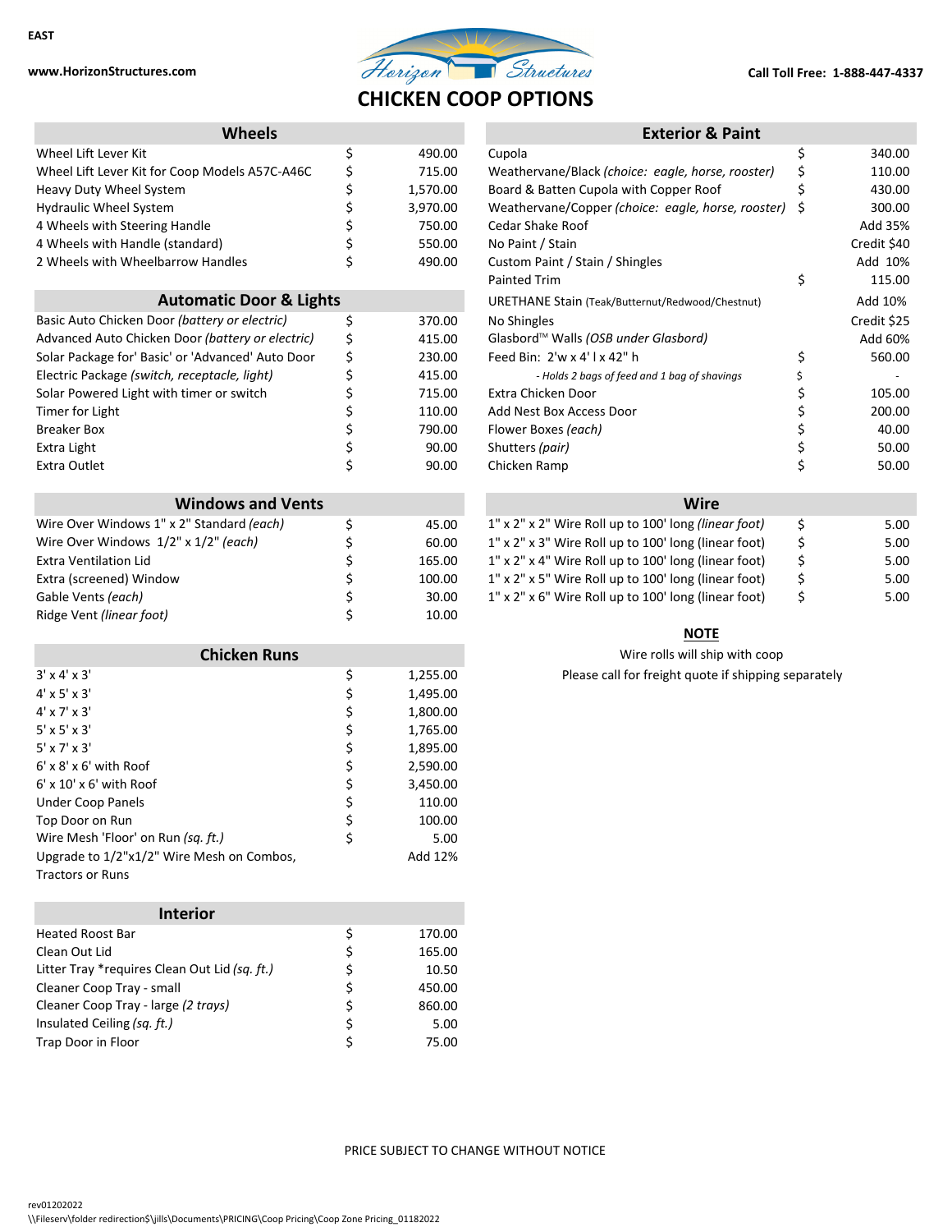EAST

www.HorizonStructures.com

Call Toll Free: 1-888-447-4337

# CHICKEN COOP OPTIONS

## Wheels

| | | |
|---|---|---|
| Wheel Lift Lever Kit | $ | 490.00 |
| Wheel Lift Lever Kit for Coop Models A57C-A46C | $ | 715.00 |
| Heavy Duty Wheel System | $ | 1,570.00 |
| Hydraulic Wheel System | $ | 3,970.00 |
| 4 Wheels with Steering Handle | $ | 750.00 |
| 4 Wheels with Handle (standard) | $ | 550.00 |
| 2 Wheels with Wheelbarrow Handles | $ | 490.00 |

## Automatic Door & Lights

| | | |
|---|---|---|
| Basic Auto Chicken Door *(battery or electric)* | $ | 370.00 |
| Advanced Auto Chicken Door *(battery or electric)* | $ | 415.00 |
| Solar Package for' Basic' or 'Advanced' Auto Door | $ | 230.00 |
| Electric Package *(switch, receptacle, light)* | $ | 415.00 |
| Solar Powered Light with timer or switch | $ | 715.00 |
| Timer for Light | $ | 110.00 |
| Breaker Box | $ | 790.00 |
| Extra Light | $ | 90.00 |
| Extra Outlet | $ | 90.00 |

## Windows and Vents

| | | |
|---|---|---|
| Wire Over Windows 1" x 2" Standard *(each)* | $ | 45.00 |
| Wire Over Windows 1/2" x 1/2" *(each)* | $ | 60.00 |
| Extra Ventilation Lid | $ | 165.00 |
| Extra (screened) Window | $ | 100.00 |
| Gable Vents *(each)* | $ | 30.00 |
| Ridge Vent *(linear foot)* | $ | 10.00 |

## Chicken Runs

| | | |
|---|---|---|
| 3' x 4' x 3' | $ | 1,255.00 |
| 4' x 5' x 3' | $ | 1,495.00 |
| 4' x 7' x 3' | $ | 1,800.00 |
| 5' x 5' x 3' | $ | 1,765.00 |
| 5' x 7' x 3' | $ | 1,895.00 |
| 6' x 8' x 6' with Roof | $ | 2,590.00 |
| 6' x 10' x 6' with Roof | $ | 3,450.00 |
| Under Coop Panels | $ | 110.00 |
| Top Door on Run | $ | 100.00 |
| Wire Mesh 'Floor' on Run *(sq. ft.)* | $ | 5.00 |
| Upgrade to 1/2"x1/2" Wire Mesh on Combos, Tractors or Runs | | Add 12% |

## Interior

| | | |
|---|---|---|
| Heated Roost Bar | $ | 170.00 |
| Clean Out Lid | $ | 165.00 |
| Litter Tray *requires Clean Out Lid *(sq. ft.)* | $ | 10.50 |
| Cleaner Coop Tray - small | $ | 450.00 |
| Cleaner Coop Tray - large *(2 trays)* | $ | 860.00 |
| Insulated Ceiling *(sq. ft.)* | $ | 5.00 |
| Trap Door in Floor | $ | 75.00 |

## Exterior & Paint

| | | |
|---|---|---|
| Cupola | $ | 340.00 |
| Weathervane/Black *(choice: eagle, horse, rooster)* | $ | 110.00 |
| Board & Batten Cupola with Copper Roof | $ | 430.00 |
| Weathervane/Copper *(choice: eagle, horse, rooster)* | $ | 300.00 |
| Cedar Shake Roof | | Add 35% |
| No Paint / Stain | | Credit $40 |
| Custom Paint / Stain / Shingles | | Add 10% |
| Painted Trim | $ | 115.00 |
| URETHANE Stain (Teak/Butternut/Redwood/Chestnut) | | Add 10% |
| No Shingles | | Credit $25 |
| Glasbord™ Walls *(OSB under Glasbord)* | | Add 60% |
| Feed Bin: 2'w x 4' l x 42" h | $ | 560.00 |
| *- Holds 2 bags of feed and 1 bag of shavings* | $ | - |
| Extra Chicken Door | $ | 105.00 |
| Add Nest Box Access Door | $ | 200.00 |
| Flower Boxes *(each)* | $ | 40.00 |
| Shutters *(pair)* | $ | 50.00 |
| Chicken Ramp | $ | 50.00 |

## Wire

| | | |
|---|---|---|
| 1" x 2" x 2" Wire Roll up to 100' long *(linear foot)* | $ | 5.00 |
| 1" x 2" x 3" Wire Roll up to 100' long (linear foot) | $ | 5.00 |
| 1" x 2" x 4" Wire Roll up to 100' long (linear foot) | $ | 5.00 |
| 1" x 2" x 5" Wire Roll up to 100' long (linear foot) | $ | 5.00 |
| 1" x 2" x 6" Wire Roll up to 100' long (linear foot) | $ | 5.00 |

**NOTE**

Wire rolls will ship with coop

Please call for freight quote if shipping separately

PRICE SUBJECT TO CHANGE WITHOUT NOTICE

rev01202022

\\Fileserv\folder redirection$\jills\Documents\PRICING\Coop Pricing\Coop Zone Pricing_01182022